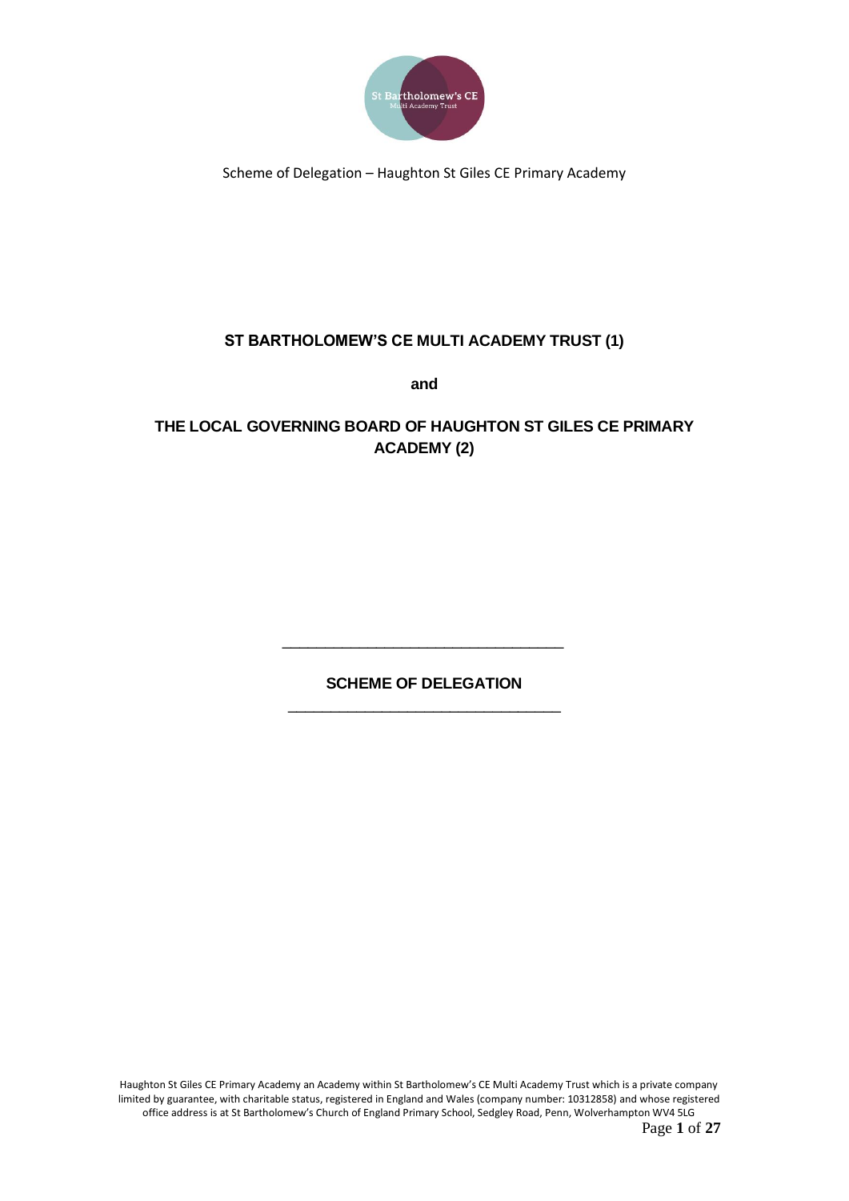# ST BARTHOLOMEW'S CE MULTI ACADEMY TRUST (1)

**and**

# THE LOCAL GOVERNING BOARD OF HAUGHTON ST GILES CE PRIMARY ACADEMY (2)

---

## SCHEME OF DELEGATION

---

Haughton St Giles CE Primary Academy an Academy within St Bartholomew's CE Multi Academy Trust which is a private company limited by guarantee, with charitable status, registered in England and Wales (company number: 10312858) and whose registered office address is at St Bartholomew's Church of England Primary School, Sedgley Road, Penn, Wolverhampton WV4 5LG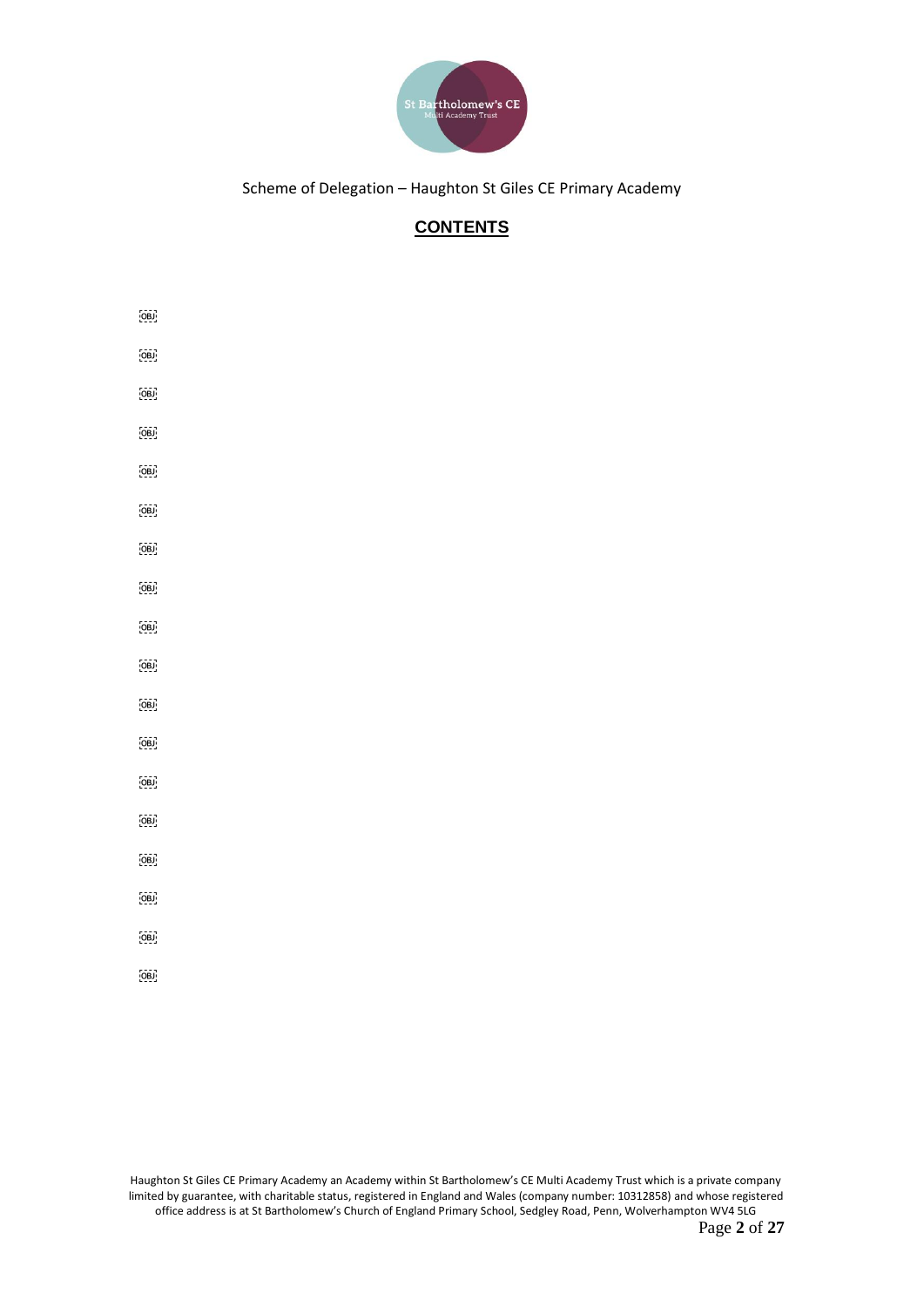Scheme of Delegation – Haughton St Giles CE Primary Academy

## CONTENTS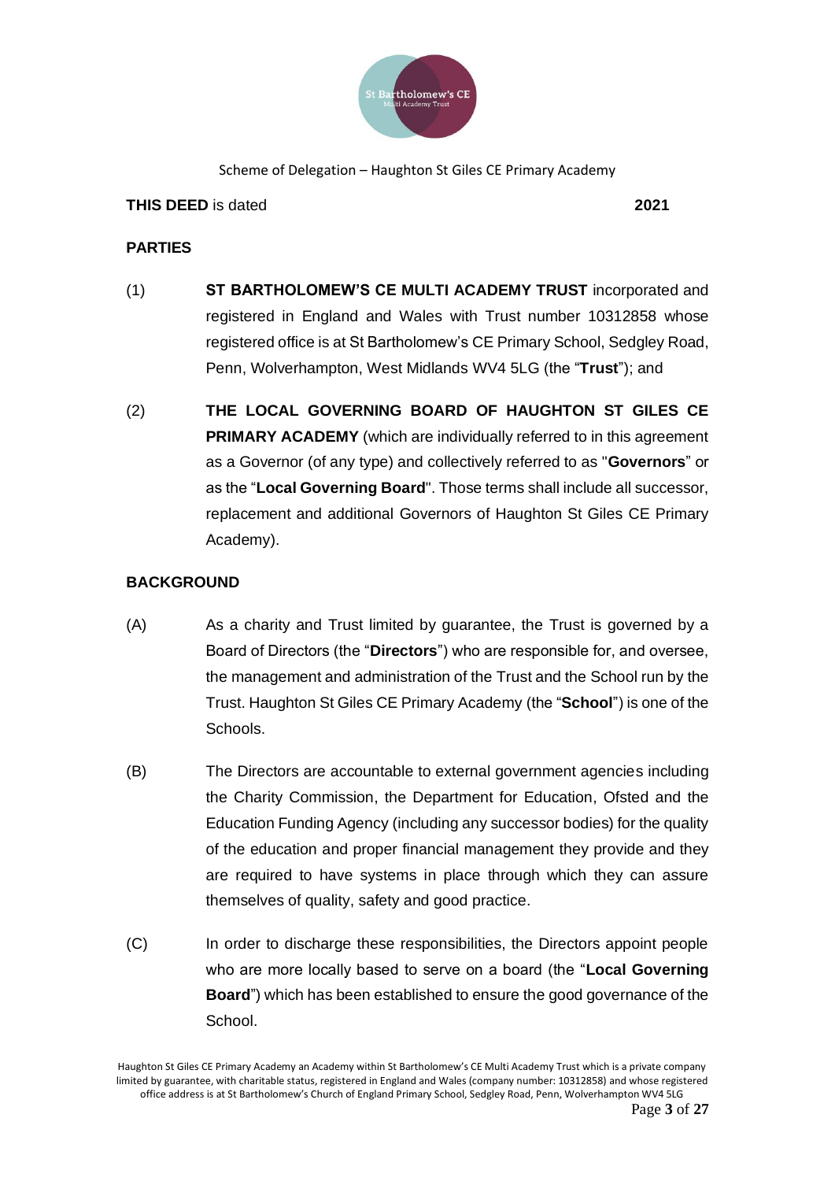**THIS DEED** is dated **2021**

**PARTIES**

(1) **ST BARTHOLOMEW'S CE MULTI ACADEMY TRUST** incorporated and registered in England and Wales with Trust number 10312858 whose registered office is at St Bartholomew's CE Primary School, Sedgley Road, Penn, Wolverhampton, West Midlands WV4 5LG (the "**Trust**"); and

(2) **THE LOCAL GOVERNING BOARD OF HAUGHTON ST GILES CE PRIMARY ACADEMY** (which are individually referred to in this agreement as a Governor (of any type) and collectively referred to as "**Governors**" or as the "**Local Governing Board**". Those terms shall include all successor, replacement and additional Governors of Haughton St Giles CE Primary Academy).

**BACKGROUND**

(A) As a charity and Trust limited by guarantee, the Trust is governed by a Board of Directors (the "**Directors**") who are responsible for, and oversee, the management and administration of the Trust and the School run by the Trust. Haughton St Giles CE Primary Academy (the "**School**") is one of the Schools.

(B) The Directors are accountable to external government agencies including the Charity Commission, the Department for Education, Ofsted and the Education Funding Agency (including any successor bodies) for the quality of the education and proper financial management they provide and they are required to have systems in place through which they can assure themselves of quality, safety and good practice.

(C) In order to discharge these responsibilities, the Directors appoint people who are more locally based to serve on a board (the "**Local Governing Board**") which has been established to ensure the good governance of the School.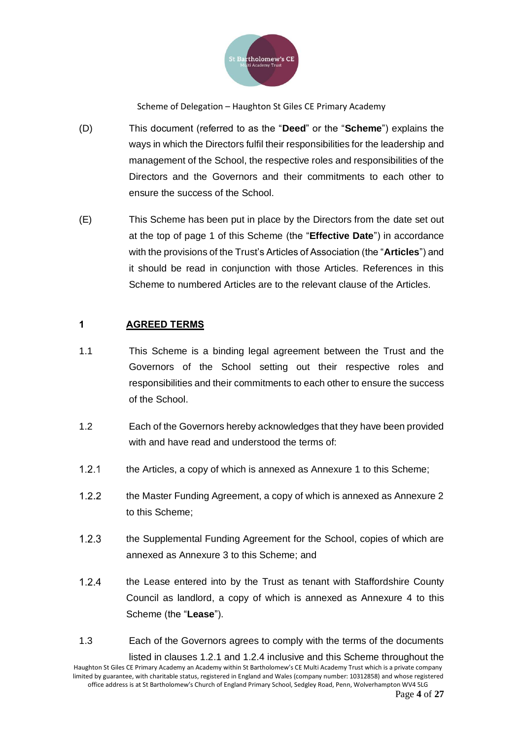(D) This document (referred to as the "**Deed**" or the "**Scheme**") explains the ways in which the Directors fulfil their responsibilities for the leadership and management of the School, the respective roles and responsibilities of the Directors and the Governors and their commitments to each other to ensure the success of the School.

(E) This Scheme has been put in place by the Directors from the date set out at the top of page 1 of this Scheme (the "**Effective Date**") in accordance with the provisions of the Trust's Articles of Association (the "**Articles**") and it should be read in conjunction with those Articles. References in this Scheme to numbered Articles are to the relevant clause of the Articles.

## 1 AGREED TERMS

1.1 This Scheme is a binding legal agreement between the Trust and the Governors of the School setting out their respective roles and responsibilities and their commitments to each other to ensure the success of the School.

1.2 Each of the Governors hereby acknowledges that they have been provided with and have read and understood the terms of:

1.2.1 the Articles, a copy of which is annexed as Annexure 1 to this Scheme;

1.2.2 the Master Funding Agreement, a copy of which is annexed as Annexure 2 to this Scheme;

1.2.3 the Supplemental Funding Agreement for the School, copies of which are annexed as Annexure 3 to this Scheme; and

1.2.4 the Lease entered into by the Trust as tenant with Staffordshire County Council as landlord, a copy of which is annexed as Annexure 4 to this Scheme (the "**Lease**").

1.3 Each of the Governors agrees to comply with the terms of the documents listed in clauses 1.2.1 and 1.2.4 inclusive and this Scheme throughout the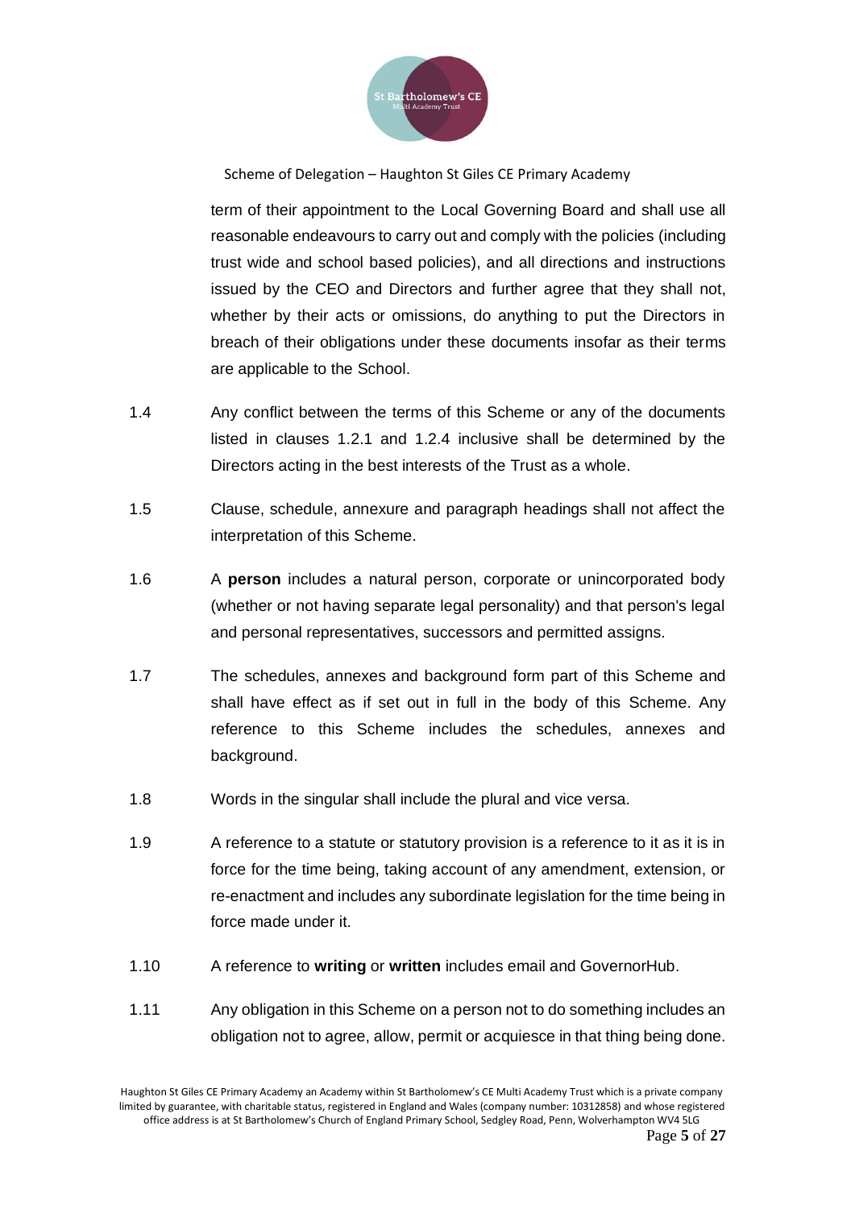term of their appointment to the Local Governing Board and shall use all reasonable endeavours to carry out and comply with the policies (including trust wide and school based policies), and all directions and instructions issued by the CEO and Directors and further agree that they shall not, whether by their acts or omissions, do anything to put the Directors in breach of their obligations under these documents insofar as their terms are applicable to the School.

1.4 Any conflict between the terms of this Scheme or any of the documents listed in clauses 1.2.1 and 1.2.4 inclusive shall be determined by the Directors acting in the best interests of the Trust as a whole.

1.5 Clause, schedule, annexure and paragraph headings shall not affect the interpretation of this Scheme.

1.6 A **person** includes a natural person, corporate or unincorporated body (whether or not having separate legal personality) and that person's legal and personal representatives, successors and permitted assigns.

1.7 The schedules, annexes and background form part of this Scheme and shall have effect as if set out in full in the body of this Scheme. Any reference to this Scheme includes the schedules, annexes and background.

1.8 Words in the singular shall include the plural and vice versa.

1.9 A reference to a statute or statutory provision is a reference to it as it is in force for the time being, taking account of any amendment, extension, or re-enactment and includes any subordinate legislation for the time being in force made under it.

1.10 A reference to **writing** or **written** includes email and GovernorHub.

1.11 Any obligation in this Scheme on a person not to do something includes an obligation not to agree, allow, permit or acquiesce in that thing being done.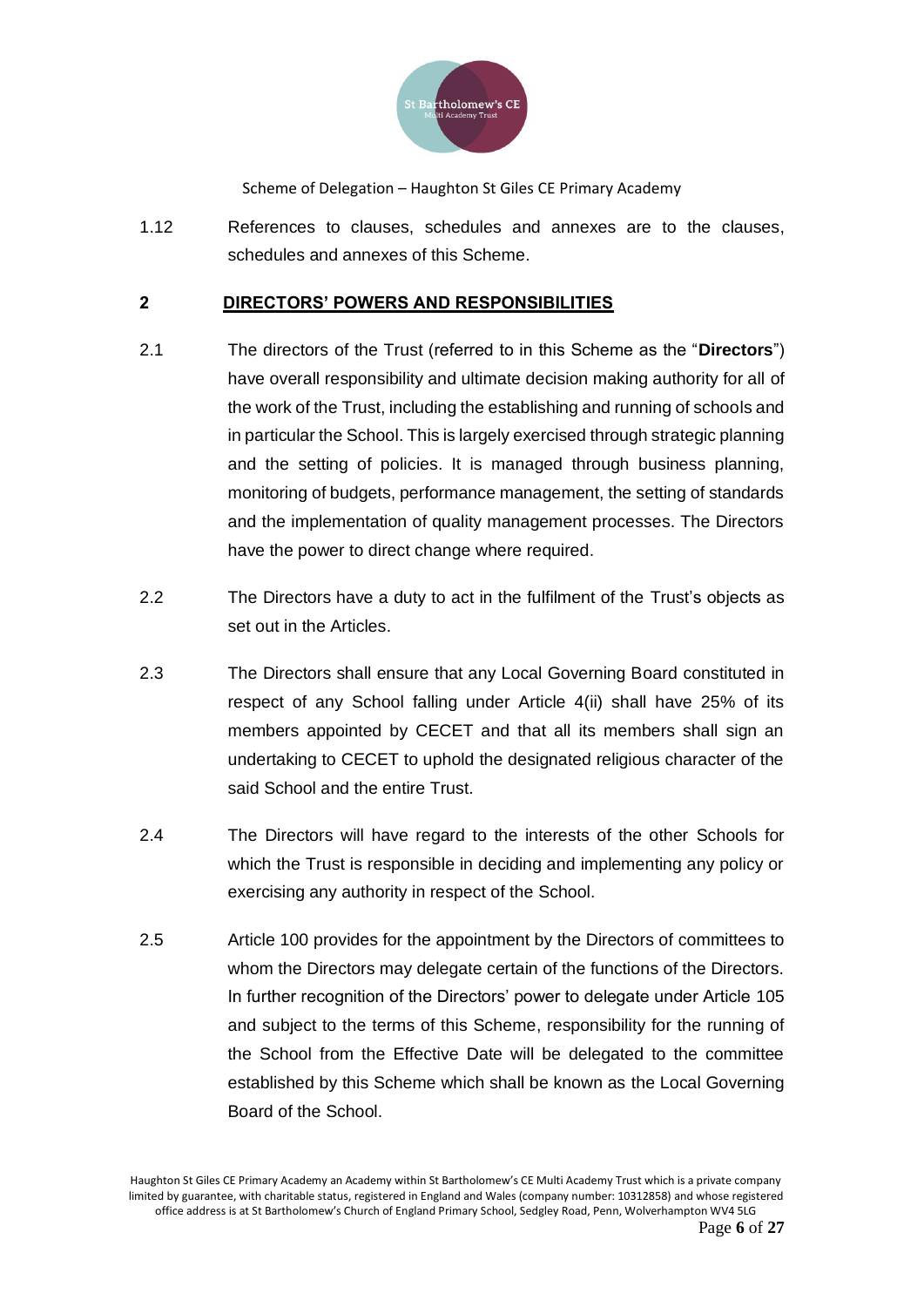1.12 References to clauses, schedules and annexes are to the clauses, schedules and annexes of this Scheme.

## 2 DIRECTORS' POWERS AND RESPONSIBILITIES

2.1 The directors of the Trust (referred to in this Scheme as the "**Directors**") have overall responsibility and ultimate decision making authority for all of the work of the Trust, including the establishing and running of schools and in particular the School. This is largely exercised through strategic planning and the setting of policies. It is managed through business planning, monitoring of budgets, performance management, the setting of standards and the implementation of quality management processes. The Directors have the power to direct change where required.

2.2 The Directors have a duty to act in the fulfilment of the Trust's objects as set out in the Articles.

2.3 The Directors shall ensure that any Local Governing Board constituted in respect of any School falling under Article 4(ii) shall have 25% of its members appointed by CECET and that all its members shall sign an undertaking to CECET to uphold the designated religious character of the said School and the entire Trust.

2.4 The Directors will have regard to the interests of the other Schools for which the Trust is responsible in deciding and implementing any policy or exercising any authority in respect of the School.

2.5 Article 100 provides for the appointment by the Directors of committees to whom the Directors may delegate certain of the functions of the Directors. In further recognition of the Directors' power to delegate under Article 105 and subject to the terms of this Scheme, responsibility for the running of the School from the Effective Date will be delegated to the committee established by this Scheme which shall be known as the Local Governing Board of the School.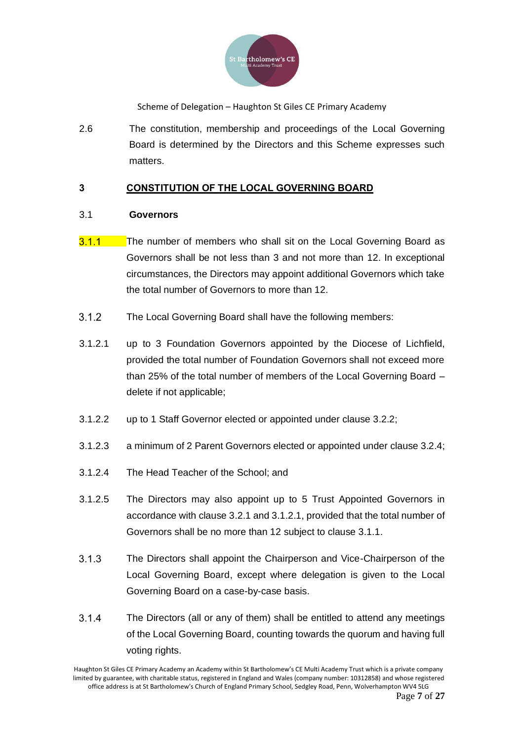2.6 The constitution, membership and proceedings of the Local Governing Board is determined by the Directors and this Scheme expresses such matters.

## 3 CONSTITUTION OF THE LOCAL GOVERNING BOARD

### 3.1 Governors

3.1.1 The number of members who shall sit on the Local Governing Board as Governors shall be not less than 3 and not more than 12. In exceptional circumstances, the Directors may appoint additional Governors which take the total number of Governors to more than 12.

3.1.2 The Local Governing Board shall have the following members:

3.1.2.1 up to 3 Foundation Governors appointed by the Diocese of Lichfield, provided the total number of Foundation Governors shall not exceed more than 25% of the total number of members of the Local Governing Board – delete if not applicable;

3.1.2.2 up to 1 Staff Governor elected or appointed under clause 3.2.2;

3.1.2.3 a minimum of 2 Parent Governors elected or appointed under clause 3.2.4;

3.1.2.4 The Head Teacher of the School; and

3.1.2.5 The Directors may also appoint up to 5 Trust Appointed Governors in accordance with clause 3.2.1 and 3.1.2.1, provided that the total number of Governors shall be no more than 12 subject to clause 3.1.1.

3.1.3 The Directors shall appoint the Chairperson and Vice-Chairperson of the Local Governing Board, except where delegation is given to the Local Governing Board on a case-by-case basis.

3.1.4 The Directors (all or any of them) shall be entitled to attend any meetings of the Local Governing Board, counting towards the quorum and having full voting rights.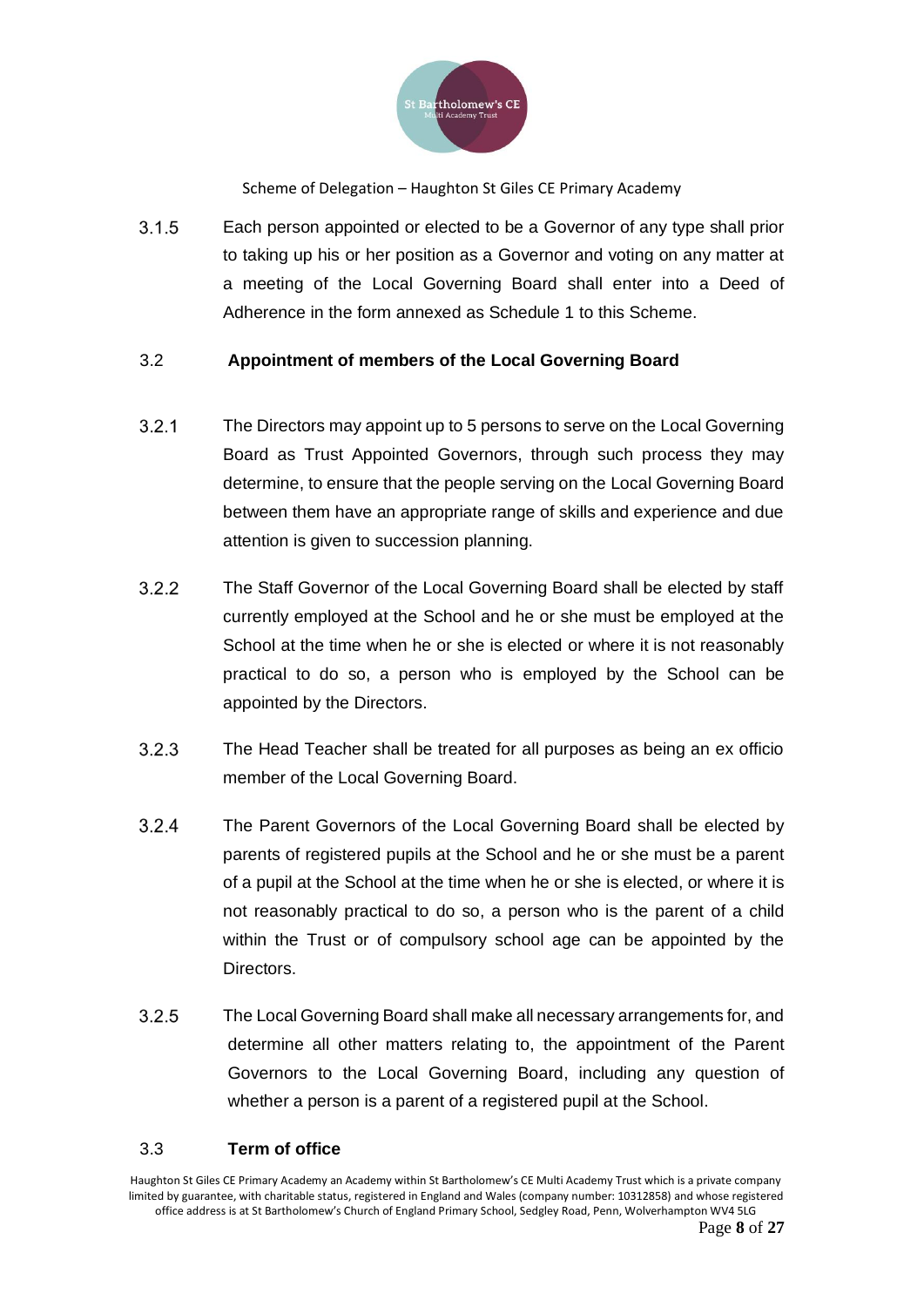3.1.5 Each person appointed or elected to be a Governor of any type shall prior to taking up his or her position as a Governor and voting on any matter at a meeting of the Local Governing Board shall enter into a Deed of Adherence in the form annexed as Schedule 1 to this Scheme.

### 3.2 Appointment of members of the Local Governing Board

3.2.1 The Directors may appoint up to 5 persons to serve on the Local Governing Board as Trust Appointed Governors, through such process they may determine, to ensure that the people serving on the Local Governing Board between them have an appropriate range of skills and experience and due attention is given to succession planning.

3.2.2 The Staff Governor of the Local Governing Board shall be elected by staff currently employed at the School and he or she must be employed at the School at the time when he or she is elected or where it is not reasonably practical to do so, a person who is employed by the School can be appointed by the Directors.

3.2.3 The Head Teacher shall be treated for all purposes as being an ex officio member of the Local Governing Board.

3.2.4 The Parent Governors of the Local Governing Board shall be elected by parents of registered pupils at the School and he or she must be a parent of a pupil at the School at the time when he or she is elected, or where it is not reasonably practical to do so, a person who is the parent of a child within the Trust or of compulsory school age can be appointed by the Directors.

3.2.5 The Local Governing Board shall make all necessary arrangements for, and determine all other matters relating to, the appointment of the Parent Governors to the Local Governing Board, including any question of whether a person is a parent of a registered pupil at the School.

### 3.3 Term of office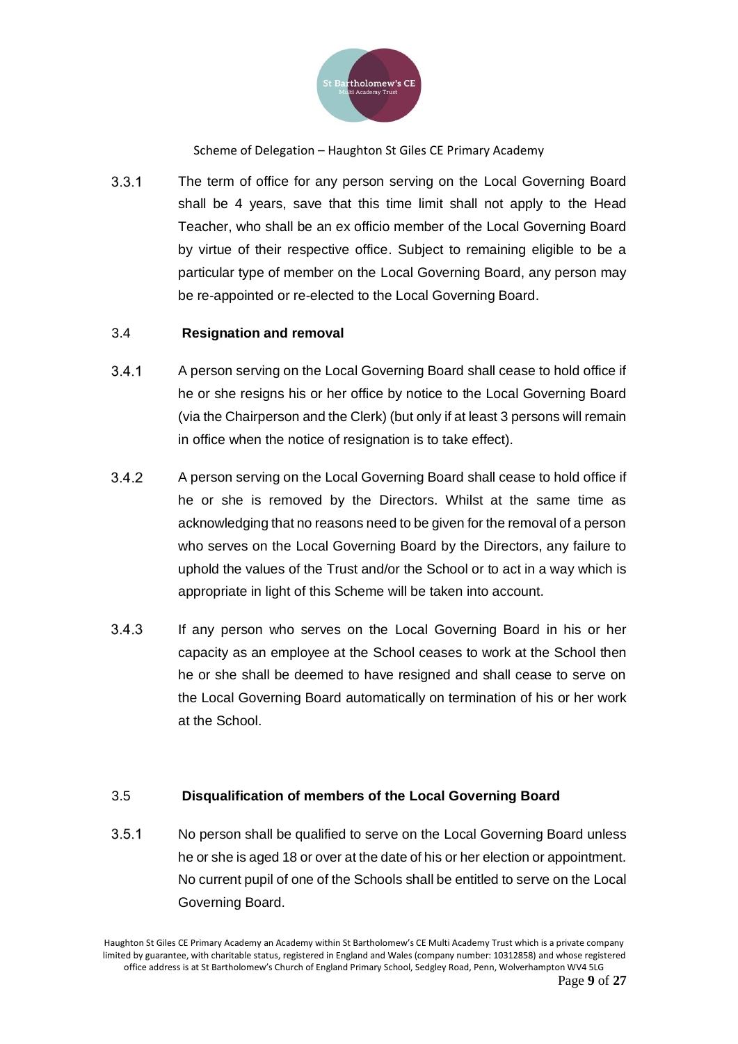3.3.1 The term of office for any person serving on the Local Governing Board shall be 4 years, save that this time limit shall not apply to the Head Teacher, who shall be an ex officio member of the Local Governing Board by virtue of their respective office. Subject to remaining eligible to be a particular type of member on the Local Governing Board, any person may be re-appointed or re-elected to the Local Governing Board.

### 3.4 Resignation and removal

3.4.1 A person serving on the Local Governing Board shall cease to hold office if he or she resigns his or her office by notice to the Local Governing Board (via the Chairperson and the Clerk) (but only if at least 3 persons will remain in office when the notice of resignation is to take effect).

3.4.2 A person serving on the Local Governing Board shall cease to hold office if he or she is removed by the Directors. Whilst at the same time as acknowledging that no reasons need to be given for the removal of a person who serves on the Local Governing Board by the Directors, any failure to uphold the values of the Trust and/or the School or to act in a way which is appropriate in light of this Scheme will be taken into account.

3.4.3 If any person who serves on the Local Governing Board in his or her capacity as an employee at the School ceases to work at the School then he or she shall be deemed to have resigned and shall cease to serve on the Local Governing Board automatically on termination of his or her work at the School.

### 3.5 Disqualification of members of the Local Governing Board

3.5.1 No person shall be qualified to serve on the Local Governing Board unless he or she is aged 18 or over at the date of his or her election or appointment. No current pupil of one of the Schools shall be entitled to serve on the Local Governing Board.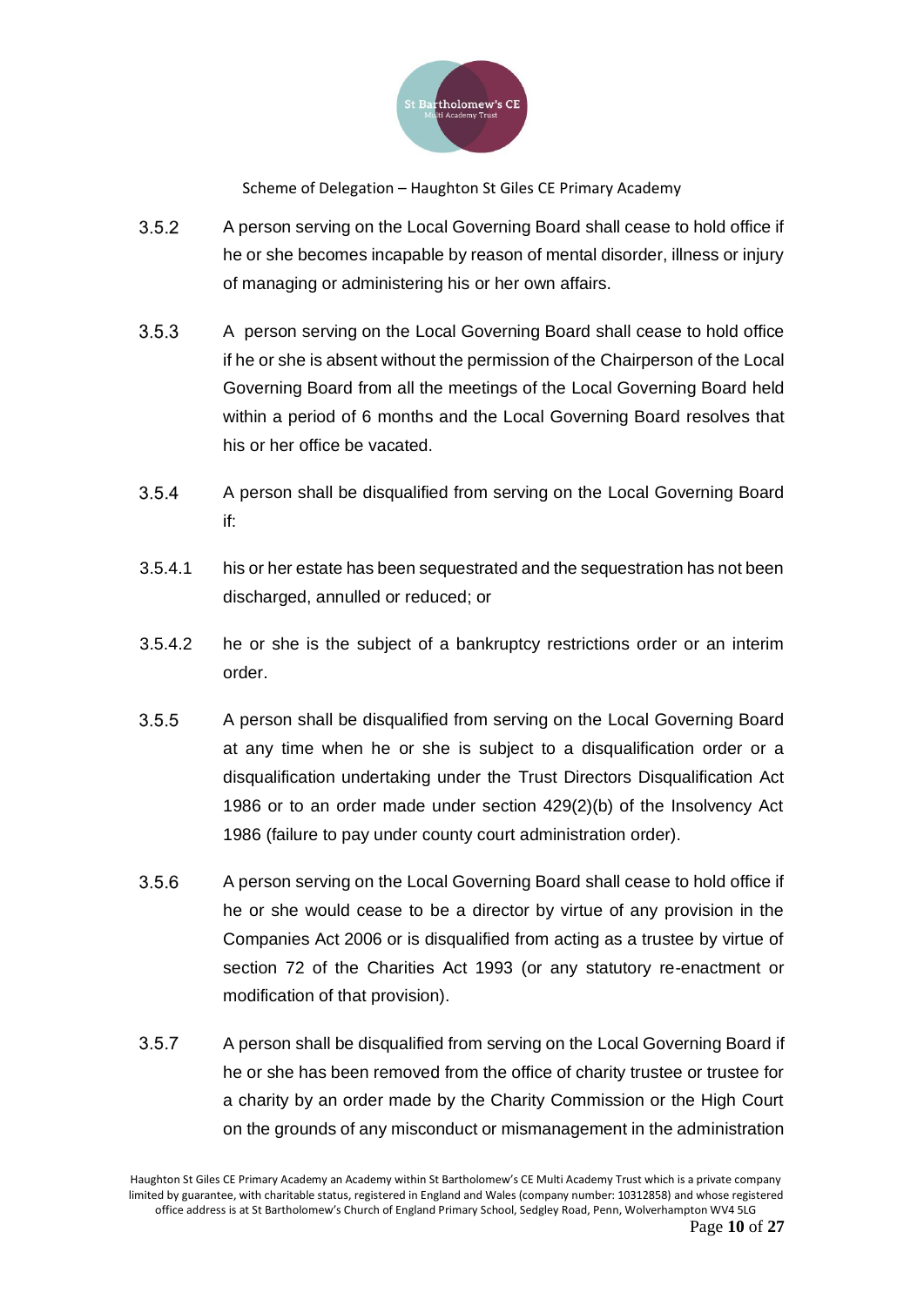3.5.2 A person serving on the Local Governing Board shall cease to hold office if he or she becomes incapable by reason of mental disorder, illness or injury of managing or administering his or her own affairs.

3.5.3 A person serving on the Local Governing Board shall cease to hold office if he or she is absent without the permission of the Chairperson of the Local Governing Board from all the meetings of the Local Governing Board held within a period of 6 months and the Local Governing Board resolves that his or her office be vacated.

3.5.4 A person shall be disqualified from serving on the Local Governing Board if:

3.5.4.1 his or her estate has been sequestrated and the sequestration has not been discharged, annulled or reduced; or

3.5.4.2 he or she is the subject of a bankruptcy restrictions order or an interim order.

3.5.5 A person shall be disqualified from serving on the Local Governing Board at any time when he or she is subject to a disqualification order or a disqualification undertaking under the Trust Directors Disqualification Act 1986 or to an order made under section 429(2)(b) of the Insolvency Act 1986 (failure to pay under county court administration order).

3.5.6 A person serving on the Local Governing Board shall cease to hold office if he or she would cease to be a director by virtue of any provision in the Companies Act 2006 or is disqualified from acting as a trustee by virtue of section 72 of the Charities Act 1993 (or any statutory re-enactment or modification of that provision).

3.5.7 A person shall be disqualified from serving on the Local Governing Board if he or she has been removed from the office of charity trustee or trustee for a charity by an order made by the Charity Commission or the High Court on the grounds of any misconduct or mismanagement in the administration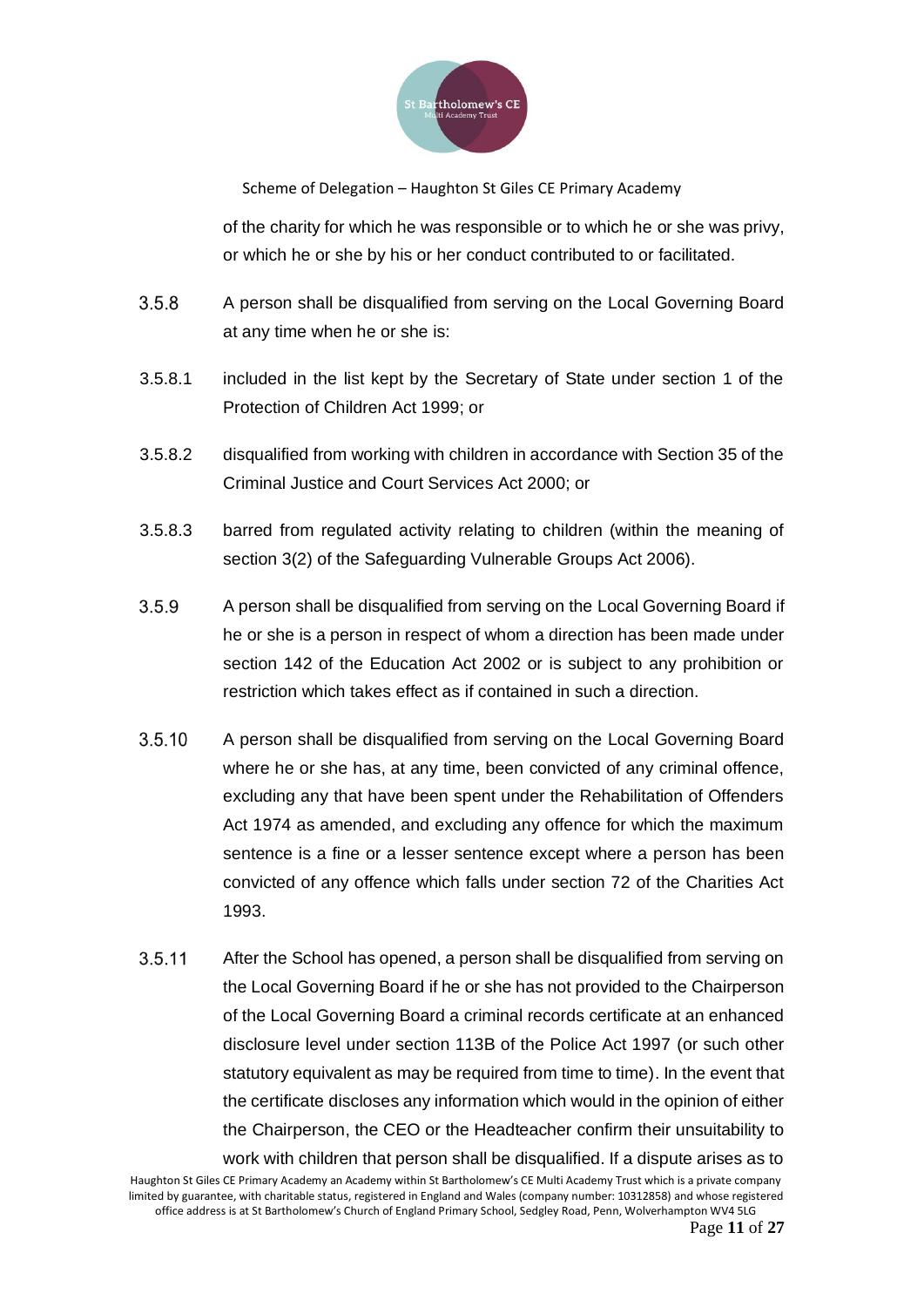of the charity for which he was responsible or to which he or she was privy, or which he or she by his or her conduct contributed to or facilitated.

3.5.8 A person shall be disqualified from serving on the Local Governing Board at any time when he or she is:

3.5.8.1 included in the list kept by the Secretary of State under section 1 of the Protection of Children Act 1999; or

3.5.8.2 disqualified from working with children in accordance with Section 35 of the Criminal Justice and Court Services Act 2000; or

3.5.8.3 barred from regulated activity relating to children (within the meaning of section 3(2) of the Safeguarding Vulnerable Groups Act 2006).

3.5.9 A person shall be disqualified from serving on the Local Governing Board if he or she is a person in respect of whom a direction has been made under section 142 of the Education Act 2002 or is subject to any prohibition or restriction which takes effect as if contained in such a direction.

3.5.10 A person shall be disqualified from serving on the Local Governing Board where he or she has, at any time, been convicted of any criminal offence, excluding any that have been spent under the Rehabilitation of Offenders Act 1974 as amended, and excluding any offence for which the maximum sentence is a fine or a lesser sentence except where a person has been convicted of any offence which falls under section 72 of the Charities Act 1993.

3.5.11 After the School has opened, a person shall be disqualified from serving on the Local Governing Board if he or she has not provided to the Chairperson of the Local Governing Board a criminal records certificate at an enhanced disclosure level under section 113B of the Police Act 1997 (or such other statutory equivalent as may be required from time to time). In the event that the certificate discloses any information which would in the opinion of either the Chairperson, the CEO or the Headteacher confirm their unsuitability to work with children that person shall be disqualified. If a dispute arises as to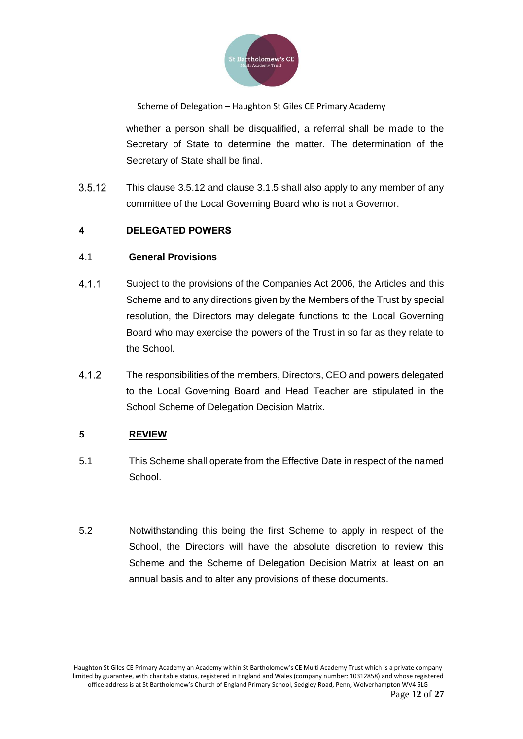whether a person shall be disqualified, a referral shall be made to the Secretary of State to determine the matter. The determination of the Secretary of State shall be final.

3.5.12 This clause 3.5.12 and clause 3.1.5 shall also apply to any member of any committee of the Local Governing Board who is not a Governor.

## 4 DELEGATED POWERS

### 4.1 General Provisions

4.1.1 Subject to the provisions of the Companies Act 2006, the Articles and this Scheme and to any directions given by the Members of the Trust by special resolution, the Directors may delegate functions to the Local Governing Board who may exercise the powers of the Trust in so far as they relate to the School.

4.1.2 The responsibilities of the members, Directors, CEO and powers delegated to the Local Governing Board and Head Teacher are stipulated in the School Scheme of Delegation Decision Matrix.

## 5 REVIEW

5.1 This Scheme shall operate from the Effective Date in respect of the named School.

5.2 Notwithstanding this being the first Scheme to apply in respect of the School, the Directors will have the absolute discretion to review this Scheme and the Scheme of Delegation Decision Matrix at least on an annual basis and to alter any provisions of these documents.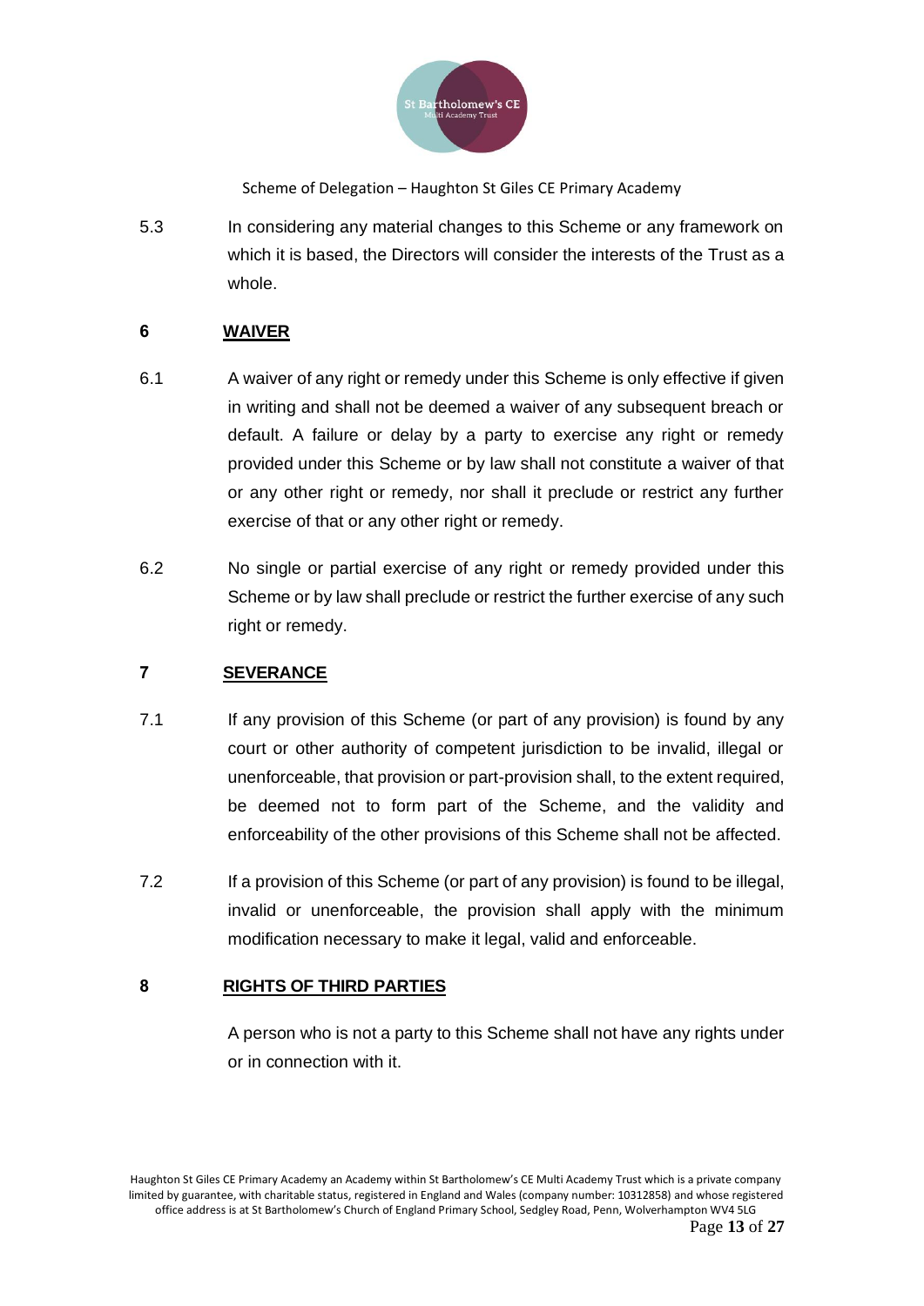5.3 In considering any material changes to this Scheme or any framework on which it is based, the Directors will consider the interests of the Trust as a whole.

## 6 WAIVER

6.1 A waiver of any right or remedy under this Scheme is only effective if given in writing and shall not be deemed a waiver of any subsequent breach or default. A failure or delay by a party to exercise any right or remedy provided under this Scheme or by law shall not constitute a waiver of that or any other right or remedy, nor shall it preclude or restrict any further exercise of that or any other right or remedy.

6.2 No single or partial exercise of any right or remedy provided under this Scheme or by law shall preclude or restrict the further exercise of any such right or remedy.

## 7 SEVERANCE

7.1 If any provision of this Scheme (or part of any provision) is found by any court or other authority of competent jurisdiction to be invalid, illegal or unenforceable, that provision or part-provision shall, to the extent required, be deemed not to form part of the Scheme, and the validity and enforceability of the other provisions of this Scheme shall not be affected.

7.2 If a provision of this Scheme (or part of any provision) is found to be illegal, invalid or unenforceable, the provision shall apply with the minimum modification necessary to make it legal, valid and enforceable.

## 8 RIGHTS OF THIRD PARTIES

A person who is not a party to this Scheme shall not have any rights under or in connection with it.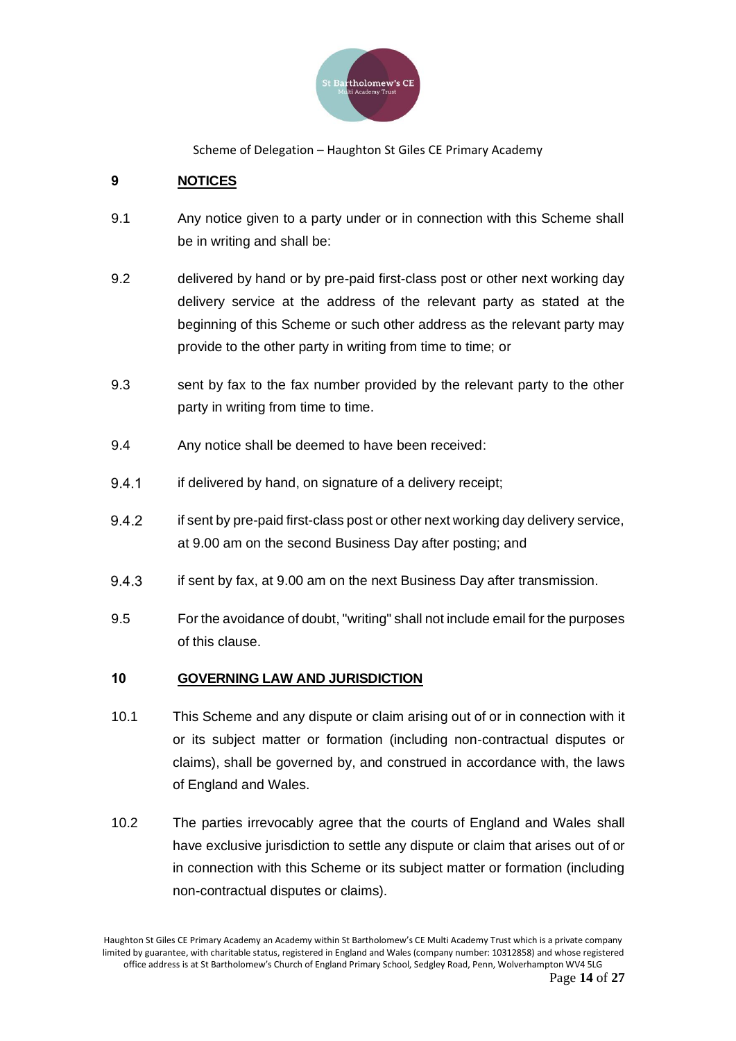## 9 NOTICES

9.1 Any notice given to a party under or in connection with this Scheme shall be in writing and shall be:

9.2 delivered by hand or by pre-paid first-class post or other next working day delivery service at the address of the relevant party as stated at the beginning of this Scheme or such other address as the relevant party may provide to the other party in writing from time to time; or

9.3 sent by fax to the fax number provided by the relevant party to the other party in writing from time to time.

9.4 Any notice shall be deemed to have been received:

9.4.1 if delivered by hand, on signature of a delivery receipt;

9.4.2 if sent by pre-paid first-class post or other next working day delivery service, at 9.00 am on the second Business Day after posting; and

9.4.3 if sent by fax, at 9.00 am on the next Business Day after transmission.

9.5 For the avoidance of doubt, "writing" shall not include email for the purposes of this clause.

## 10 GOVERNING LAW AND JURISDICTION

10.1 This Scheme and any dispute or claim arising out of or in connection with it or its subject matter or formation (including non-contractual disputes or claims), shall be governed by, and construed in accordance with, the laws of England and Wales.

10.2 The parties irrevocably agree that the courts of England and Wales shall have exclusive jurisdiction to settle any dispute or claim that arises out of or in connection with this Scheme or its subject matter or formation (including non-contractual disputes or claims).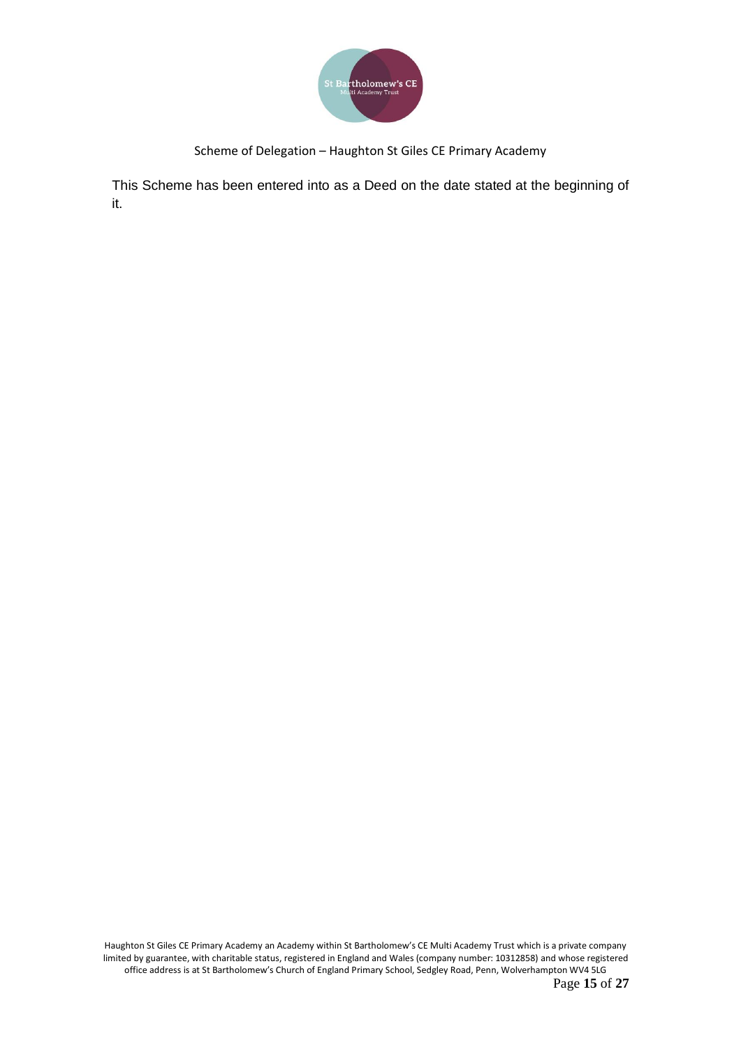This Scheme has been entered into as a Deed on the date stated at the beginning of it.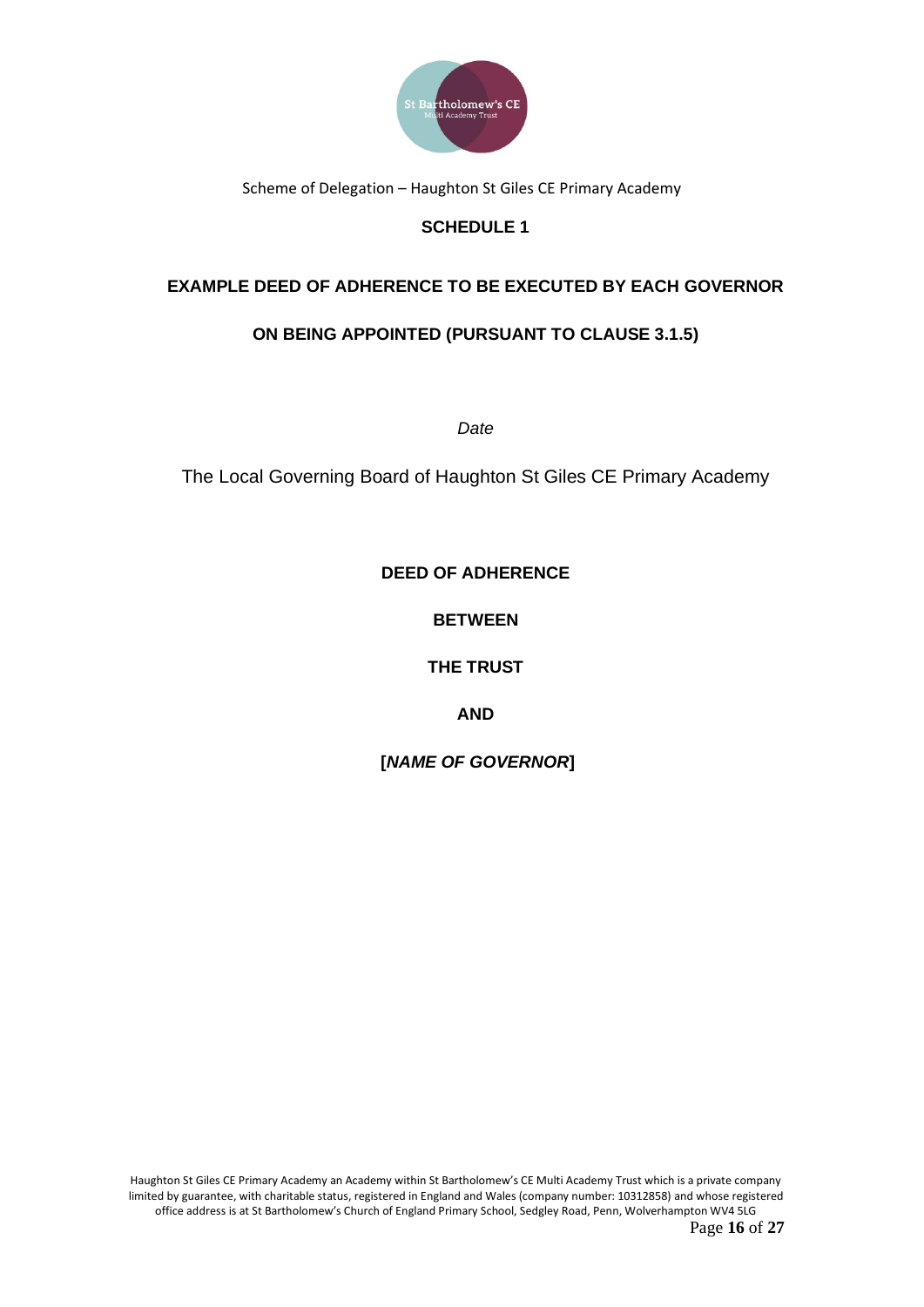## SCHEDULE 1

### EXAMPLE DEED OF ADHERENCE TO BE EXECUTED BY EACH GOVERNOR ON BEING APPOINTED (PURSUANT TO CLAUSE 3.1.5)

*Date*

The Local Governing Board of Haughton St Giles CE Primary Academy

**DEED OF ADHERENCE**

**BETWEEN**

**THE TRUST**

**AND**

**[*NAME OF GOVERNOR*]**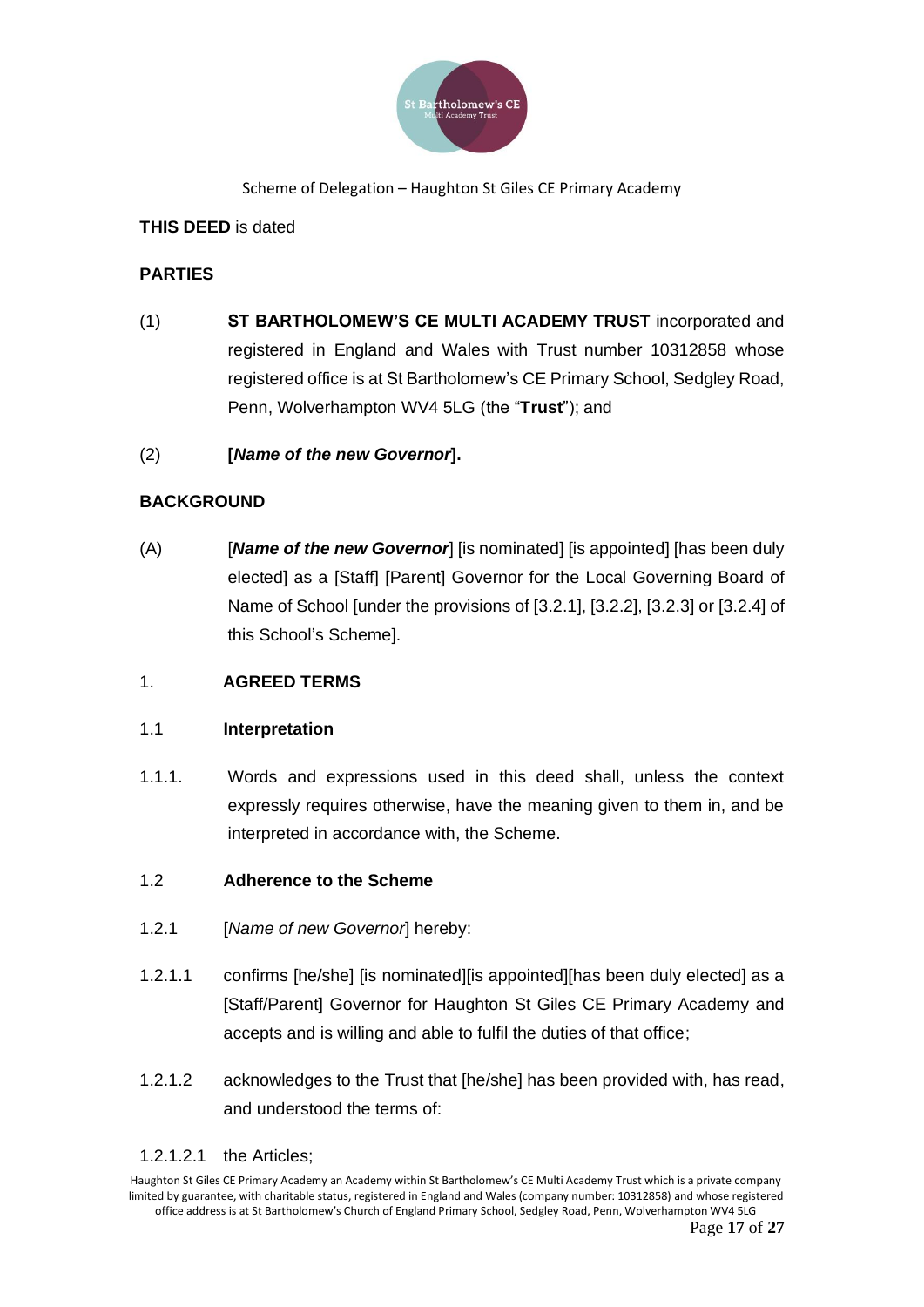**THIS DEED** is dated

**PARTIES**

(1) **ST BARTHOLOMEW'S CE MULTI ACADEMY TRUST** incorporated and registered in England and Wales with Trust number 10312858 whose registered office is at St Bartholomew's CE Primary School, Sedgley Road, Penn, Wolverhampton WV4 5LG (the "**Trust**"); and

(2) **[*Name of the new Governor*].**

**BACKGROUND**

(A) [***Name of the new Governor***] [is nominated] [is appointed] [has been duly elected] as a [Staff] [Parent] Governor for the Local Governing Board of Name of School [under the provisions of [3.2.1], [3.2.2], [3.2.3] or [3.2.4] of this School's Scheme].

1. **AGREED TERMS**

1.1 **Interpretation**

1.1.1. Words and expressions used in this deed shall, unless the context expressly requires otherwise, have the meaning given to them in, and be interpreted in accordance with, the Scheme.

1.2 **Adherence to the Scheme**

1.2.1 [*Name of new Governor*] hereby:

1.2.1.1 confirms [he/she] [is nominated][is appointed][has been duly elected] as a [Staff/Parent] Governor for Haughton St Giles CE Primary Academy and accepts and is willing and able to fulfil the duties of that office;

1.2.1.2 acknowledges to the Trust that [he/she] has been provided with, has read, and understood the terms of:

1.2.1.2.1 the Articles;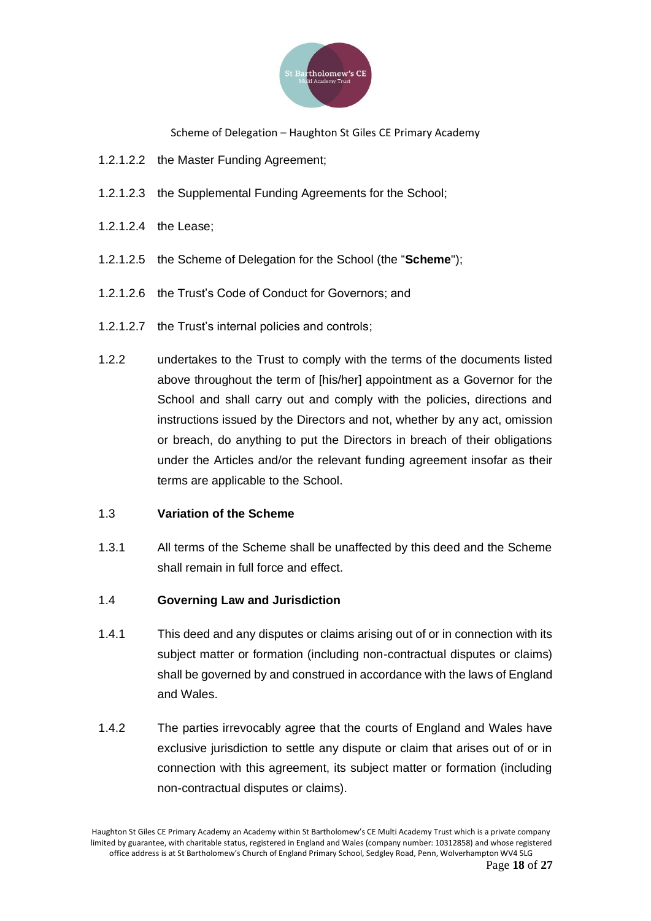1.2.1.2.2 the Master Funding Agreement;

1.2.1.2.3 the Supplemental Funding Agreements for the School;

1.2.1.2.4 the Lease;

1.2.1.2.5 the Scheme of Delegation for the School (the "**Scheme**");

1.2.1.2.6 the Trust's Code of Conduct for Governors; and

1.2.1.2.7 the Trust's internal policies and controls;

1.2.2 undertakes to the Trust to comply with the terms of the documents listed above throughout the term of [his/her] appointment as a Governor for the School and shall carry out and comply with the policies, directions and instructions issued by the Directors and not, whether by any act, omission or breach, do anything to put the Directors in breach of their obligations under the Articles and/or the relevant funding agreement insofar as their terms are applicable to the School.

1.3 **Variation of the Scheme**

1.3.1 All terms of the Scheme shall be unaffected by this deed and the Scheme shall remain in full force and effect.

1.4 **Governing Law and Jurisdiction**

1.4.1 This deed and any disputes or claims arising out of or in connection with its subject matter or formation (including non-contractual disputes or claims) shall be governed by and construed in accordance with the laws of England and Wales.

1.4.2 The parties irrevocably agree that the courts of England and Wales have exclusive jurisdiction to settle any dispute or claim that arises out of or in connection with this agreement, its subject matter or formation (including non-contractual disputes or claims).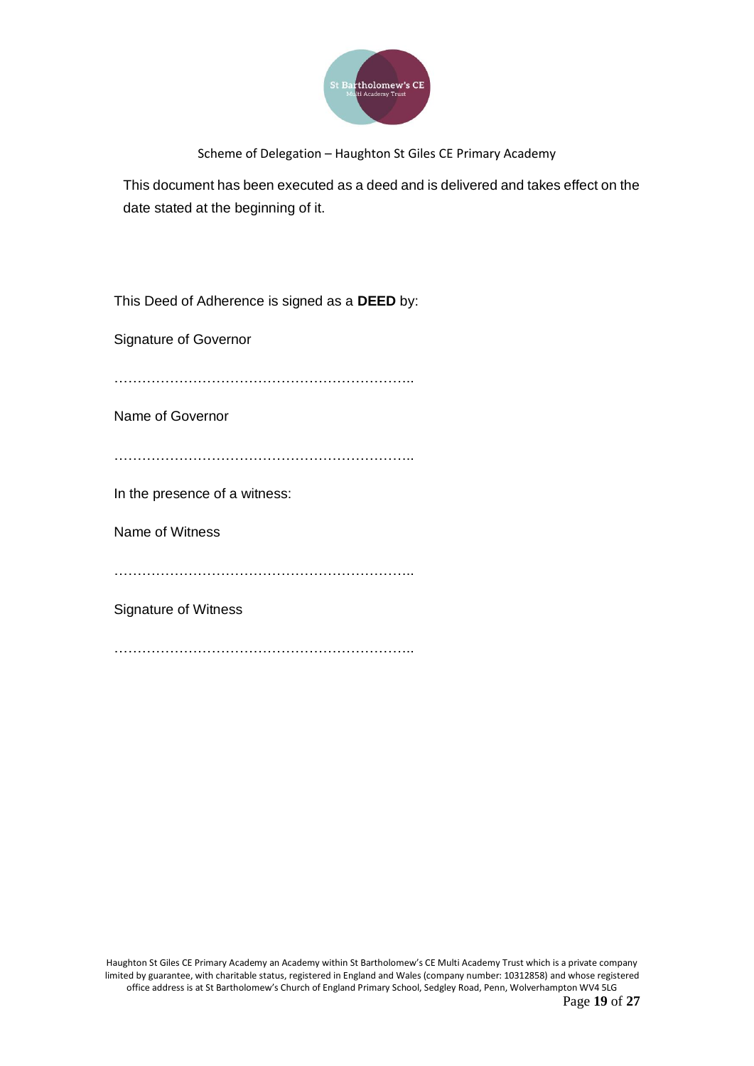This document has been executed as a deed and is delivered and takes effect on the date stated at the beginning of it.

This Deed of Adherence is signed as a **DEED** by:

Signature of Governor

…………………………………………………………..

Name of Governor

…………………………………………………………..

In the presence of a witness:

Name of Witness

…………………………………………………………..

Signature of Witness

…………………………………………………………..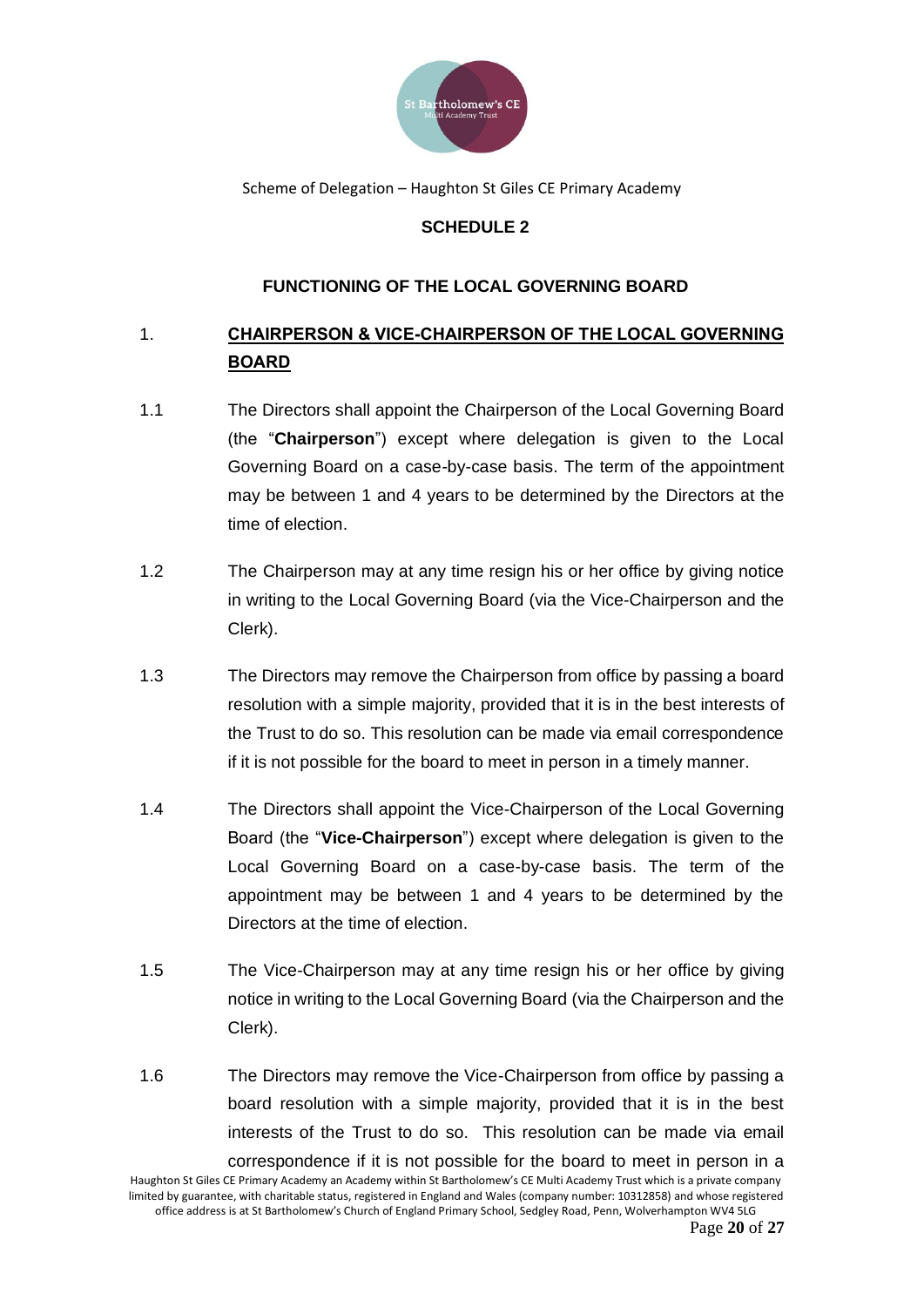**SCHEDULE 2**

**FUNCTIONING OF THE LOCAL GOVERNING BOARD**

1. **CHAIRPERSON & VICE-CHAIRPERSON OF THE LOCAL GOVERNING BOARD**

1.1 The Directors shall appoint the Chairperson of the Local Governing Board (the "**Chairperson**") except where delegation is given to the Local Governing Board on a case-by-case basis. The term of the appointment may be between 1 and 4 years to be determined by the Directors at the time of election.

1.2 The Chairperson may at any time resign his or her office by giving notice in writing to the Local Governing Board (via the Vice-Chairperson and the Clerk).

1.3 The Directors may remove the Chairperson from office by passing a board resolution with a simple majority, provided that it is in the best interests of the Trust to do so. This resolution can be made via email correspondence if it is not possible for the board to meet in person in a timely manner.

1.4 The Directors shall appoint the Vice-Chairperson of the Local Governing Board (the "**Vice-Chairperson**") except where delegation is given to the Local Governing Board on a case-by-case basis. The term of the appointment may be between 1 and 4 years to be determined by the Directors at the time of election.

1.5 The Vice-Chairperson may at any time resign his or her office by giving notice in writing to the Local Governing Board (via the Chairperson and the Clerk).

1.6 The Directors may remove the Vice-Chairperson from office by passing a board resolution with a simple majority, provided that it is in the best interests of the Trust to do so. This resolution can be made via email correspondence if it is not possible for the board to meet in person in a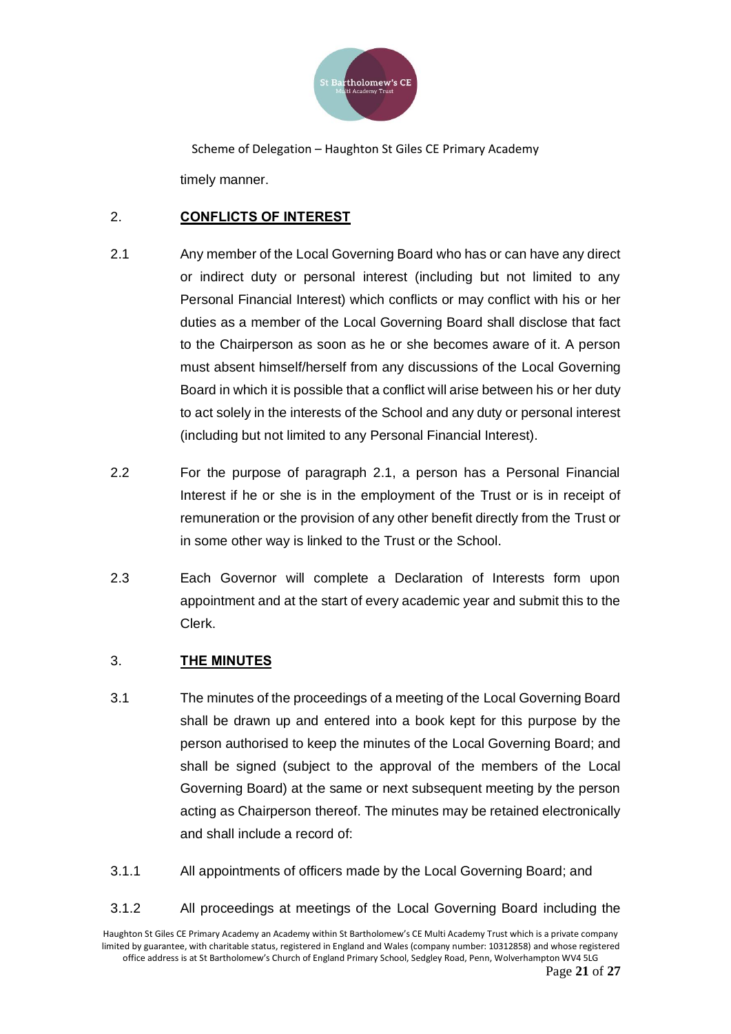timely manner.

## 2. CONFLICTS OF INTEREST

2.1 Any member of the Local Governing Board who has or can have any direct or indirect duty or personal interest (including but not limited to any Personal Financial Interest) which conflicts or may conflict with his or her duties as a member of the Local Governing Board shall disclose that fact to the Chairperson as soon as he or she becomes aware of it. A person must absent himself/herself from any discussions of the Local Governing Board in which it is possible that a conflict will arise between his or her duty to act solely in the interests of the School and any duty or personal interest (including but not limited to any Personal Financial Interest).

2.2 For the purpose of paragraph 2.1, a person has a Personal Financial Interest if he or she is in the employment of the Trust or is in receipt of remuneration or the provision of any other benefit directly from the Trust or in some other way is linked to the Trust or the School.

2.3 Each Governor will complete a Declaration of Interests form upon appointment and at the start of every academic year and submit this to the Clerk.

## 3. THE MINUTES

3.1 The minutes of the proceedings of a meeting of the Local Governing Board shall be drawn up and entered into a book kept for this purpose by the person authorised to keep the minutes of the Local Governing Board; and shall be signed (subject to the approval of the members of the Local Governing Board) at the same or next subsequent meeting by the person acting as Chairperson thereof. The minutes may be retained electronically and shall include a record of:

3.1.1 All appointments of officers made by the Local Governing Board; and

3.1.2 All proceedings at meetings of the Local Governing Board including the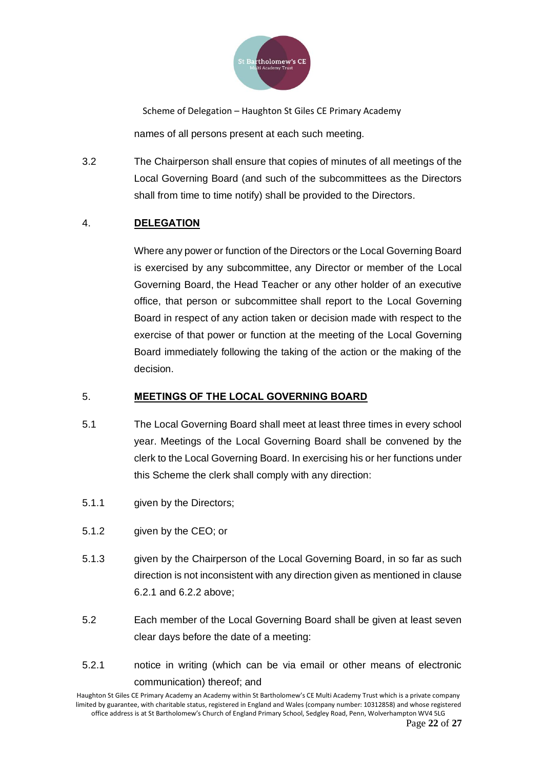names of all persons present at each such meeting.

3.2 The Chairperson shall ensure that copies of minutes of all meetings of the Local Governing Board (and such of the subcommittees as the Directors shall from time to time notify) shall be provided to the Directors.

## 4. DELEGATION

Where any power or function of the Directors or the Local Governing Board is exercised by any subcommittee, any Director or member of the Local Governing Board, the Head Teacher or any other holder of an executive office, that person or subcommittee shall report to the Local Governing Board in respect of any action taken or decision made with respect to the exercise of that power or function at the meeting of the Local Governing Board immediately following the taking of the action or the making of the decision.

## 5. MEETINGS OF THE LOCAL GOVERNING BOARD

5.1 The Local Governing Board shall meet at least three times in every school year. Meetings of the Local Governing Board shall be convened by the clerk to the Local Governing Board. In exercising his or her functions under this Scheme the clerk shall comply with any direction:

5.1.1 given by the Directors;

5.1.2 given by the CEO; or

5.1.3 given by the Chairperson of the Local Governing Board, in so far as such direction is not inconsistent with any direction given as mentioned in clause 6.2.1 and 6.2.2 above;

5.2 Each member of the Local Governing Board shall be given at least seven clear days before the date of a meeting:

5.2.1 notice in writing (which can be via email or other means of electronic communication) thereof; and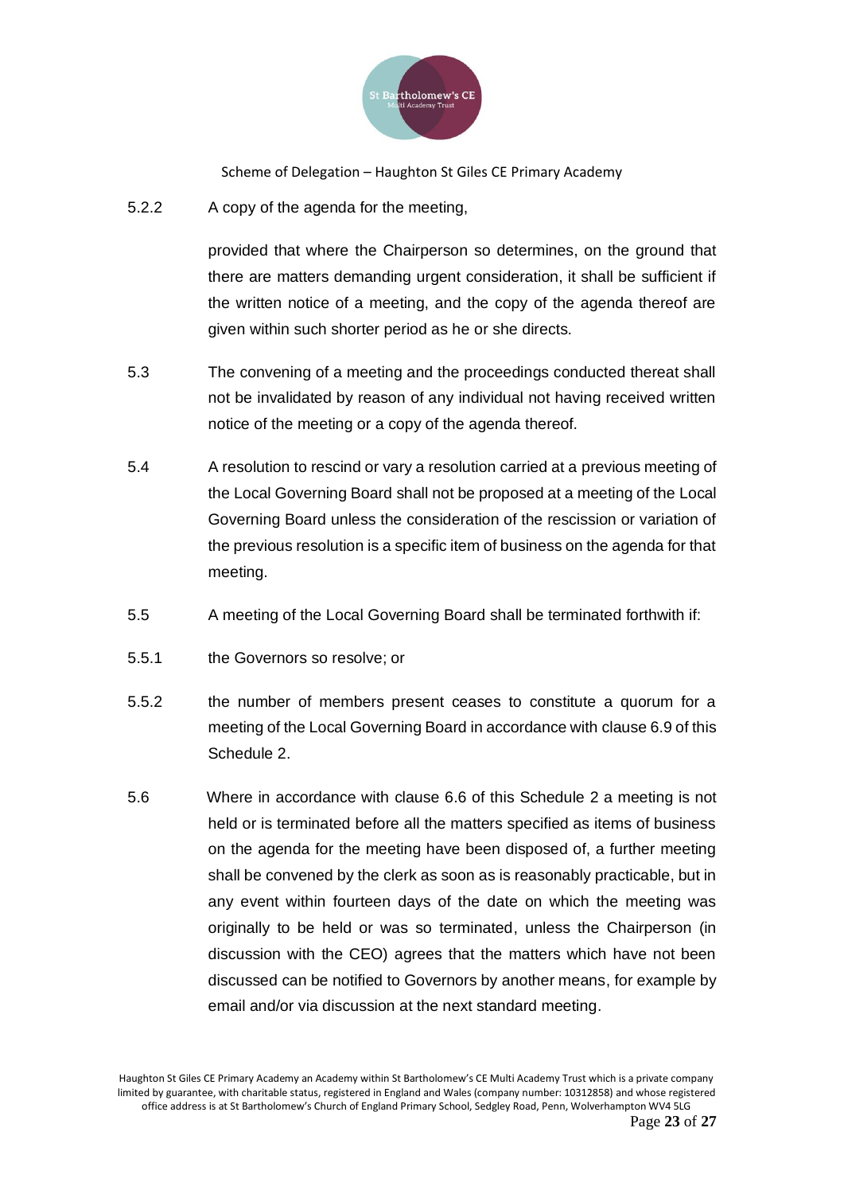5.2.2 A copy of the agenda for the meeting,

provided that where the Chairperson so determines, on the ground that there are matters demanding urgent consideration, it shall be sufficient if the written notice of a meeting, and the copy of the agenda thereof are given within such shorter period as he or she directs.

5.3 The convening of a meeting and the proceedings conducted thereat shall not be invalidated by reason of any individual not having received written notice of the meeting or a copy of the agenda thereof.

5.4 A resolution to rescind or vary a resolution carried at a previous meeting of the Local Governing Board shall not be proposed at a meeting of the Local Governing Board unless the consideration of the rescission or variation of the previous resolution is a specific item of business on the agenda for that meeting.

5.5 A meeting of the Local Governing Board shall be terminated forthwith if:

5.5.1 the Governors so resolve; or

5.5.2 the number of members present ceases to constitute a quorum for a meeting of the Local Governing Board in accordance with clause 6.9 of this Schedule 2.

5.6 Where in accordance with clause 6.6 of this Schedule 2 a meeting is not held or is terminated before all the matters specified as items of business on the agenda for the meeting have been disposed of, a further meeting shall be convened by the clerk as soon as is reasonably practicable, but in any event within fourteen days of the date on which the meeting was originally to be held or was so terminated, unless the Chairperson (in discussion with the CEO) agrees that the matters which have not been discussed can be notified to Governors by another means, for example by email and/or via discussion at the next standard meeting.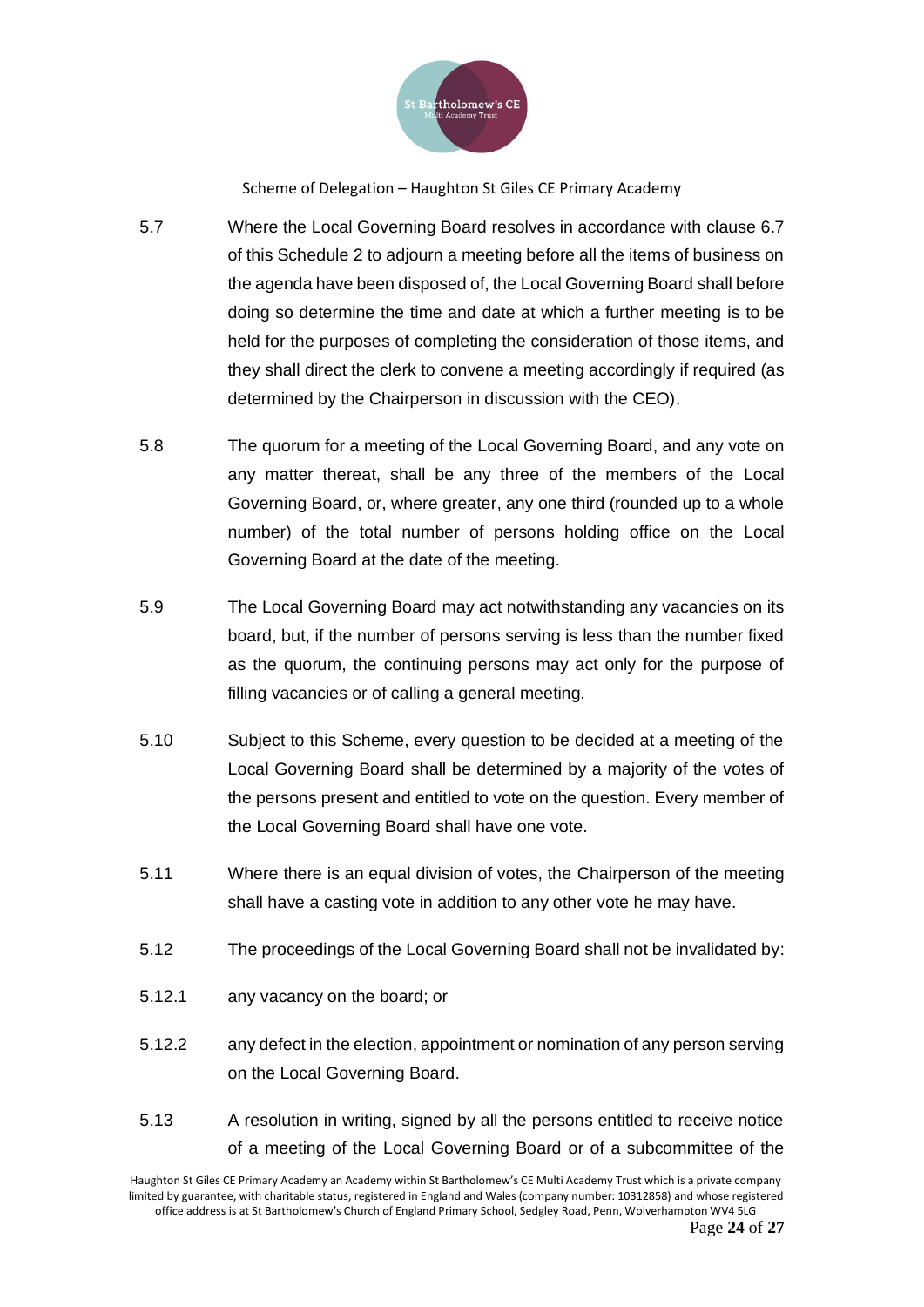5.7 Where the Local Governing Board resolves in accordance with clause 6.7 of this Schedule 2 to adjourn a meeting before all the items of business on the agenda have been disposed of, the Local Governing Board shall before doing so determine the time and date at which a further meeting is to be held for the purposes of completing the consideration of those items, and they shall direct the clerk to convene a meeting accordingly if required (as determined by the Chairperson in discussion with the CEO).

5.8 The quorum for a meeting of the Local Governing Board, and any vote on any matter thereat, shall be any three of the members of the Local Governing Board, or, where greater, any one third (rounded up to a whole number) of the total number of persons holding office on the Local Governing Board at the date of the meeting.

5.9 The Local Governing Board may act notwithstanding any vacancies on its board, but, if the number of persons serving is less than the number fixed as the quorum, the continuing persons may act only for the purpose of filling vacancies or of calling a general meeting.

5.10 Subject to this Scheme, every question to be decided at a meeting of the Local Governing Board shall be determined by a majority of the votes of the persons present and entitled to vote on the question. Every member of the Local Governing Board shall have one vote.

5.11 Where there is an equal division of votes, the Chairperson of the meeting shall have a casting vote in addition to any other vote he may have.

5.12 The proceedings of the Local Governing Board shall not be invalidated by:

5.12.1 any vacancy on the board; or

5.12.2 any defect in the election, appointment or nomination of any person serving on the Local Governing Board.

5.13 A resolution in writing, signed by all the persons entitled to receive notice of a meeting of the Local Governing Board or of a subcommittee of the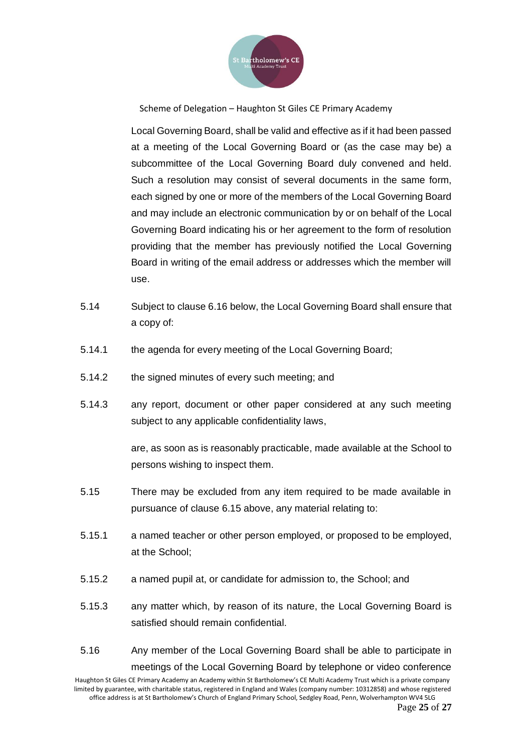Local Governing Board, shall be valid and effective as if it had been passed at a meeting of the Local Governing Board or (as the case may be) a subcommittee of the Local Governing Board duly convened and held. Such a resolution may consist of several documents in the same form, each signed by one or more of the members of the Local Governing Board and may include an electronic communication by or on behalf of the Local Governing Board indicating his or her agreement to the form of resolution providing that the member has previously notified the Local Governing Board in writing of the email address or addresses which the member will use.

5.14 Subject to clause 6.16 below, the Local Governing Board shall ensure that a copy of:

5.14.1 the agenda for every meeting of the Local Governing Board;

5.14.2 the signed minutes of every such meeting; and

5.14.3 any report, document or other paper considered at any such meeting subject to any applicable confidentiality laws,

are, as soon as is reasonably practicable, made available at the School to persons wishing to inspect them.

5.15 There may be excluded from any item required to be made available in pursuance of clause 6.15 above, any material relating to:

5.15.1 a named teacher or other person employed, or proposed to be employed, at the School;

5.15.2 a named pupil at, or candidate for admission to, the School; and

5.15.3 any matter which, by reason of its nature, the Local Governing Board is satisfied should remain confidential.

5.16 Any member of the Local Governing Board shall be able to participate in meetings of the Local Governing Board by telephone or video conference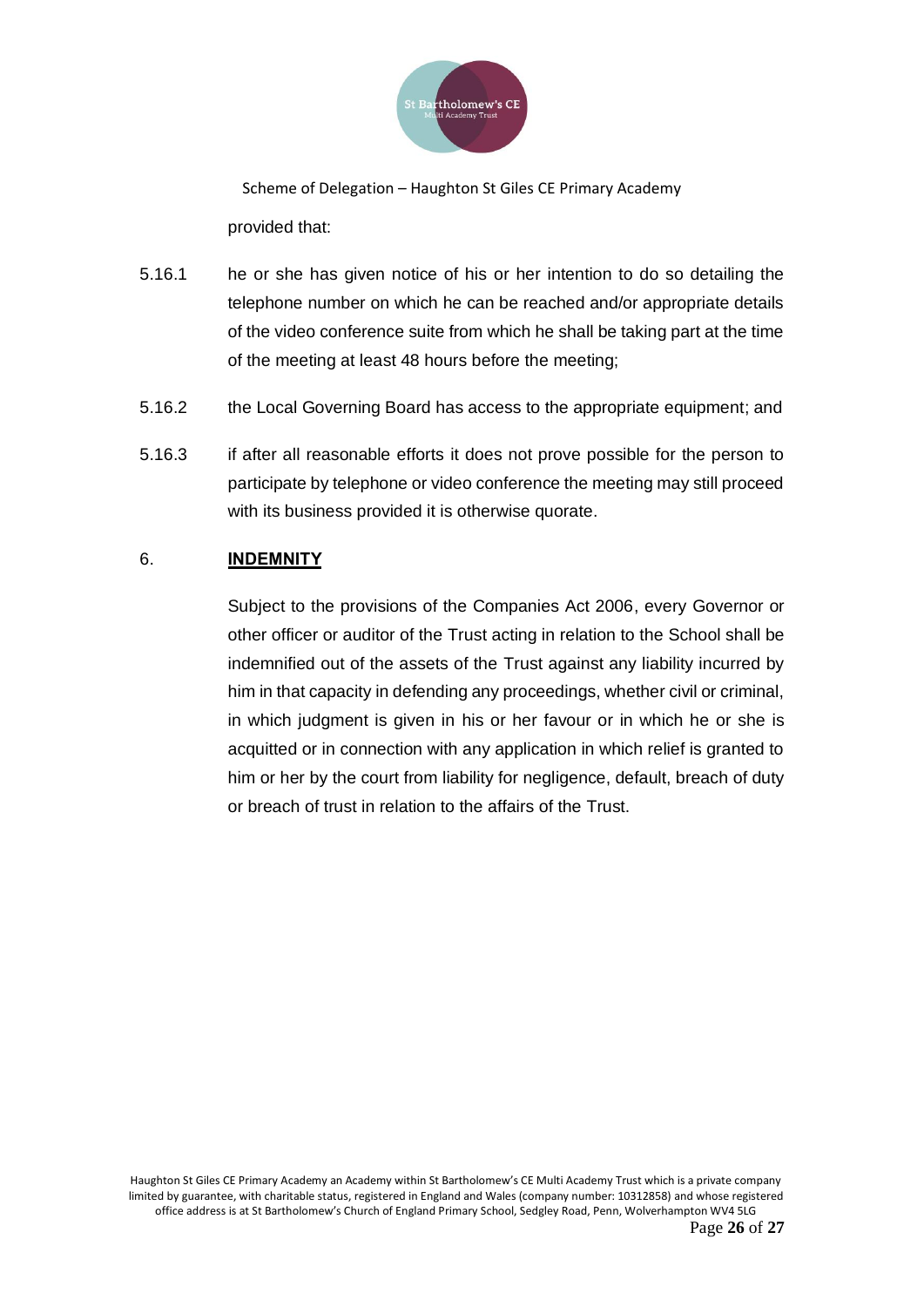provided that:

5.16.1 he or she has given notice of his or her intention to do so detailing the telephone number on which he can be reached and/or appropriate details of the video conference suite from which he shall be taking part at the time of the meeting at least 48 hours before the meeting;

5.16.2 the Local Governing Board has access to the appropriate equipment; and

5.16.3 if after all reasonable efforts it does not prove possible for the person to participate by telephone or video conference the meeting may still proceed with its business provided it is otherwise quorate.

## 6. INDEMNITY

Subject to the provisions of the Companies Act 2006, every Governor or other officer or auditor of the Trust acting in relation to the School shall be indemnified out of the assets of the Trust against any liability incurred by him in that capacity in defending any proceedings, whether civil or criminal, in which judgment is given in his or her favour or in which he or she is acquitted or in connection with any application in which relief is granted to him or her by the court from liability for negligence, default, breach of duty or breach of trust in relation to the affairs of the Trust.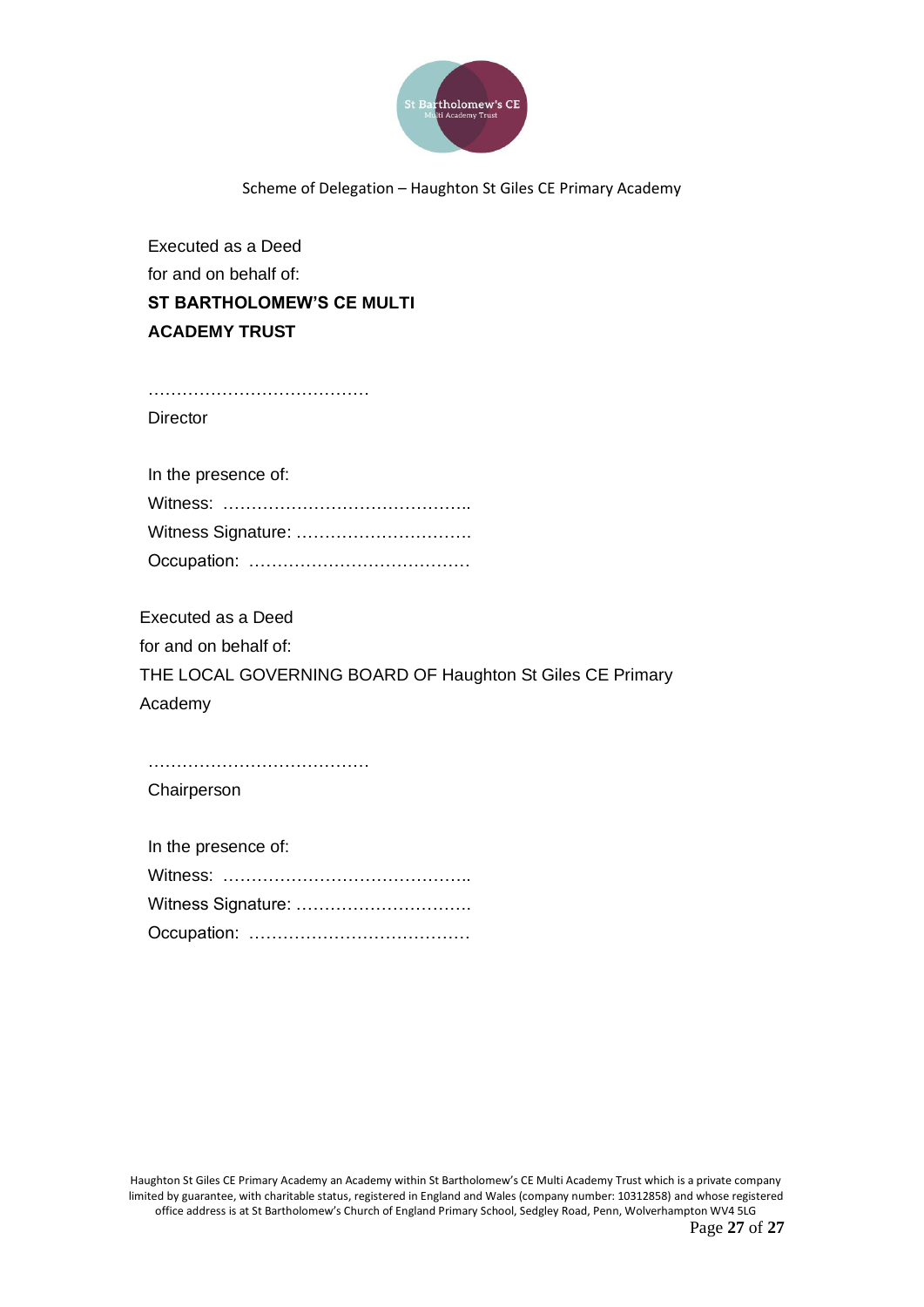Executed as a Deed
for and on behalf of:
**ST BARTHOLOMEW'S CE MULTI ACADEMY TRUST**

…………………………………
Director

In the presence of:
Witness: ……………………………………..
Witness Signature: ………………………….
Occupation: …………………………………

Executed as a Deed
for and on behalf of:
THE LOCAL GOVERNING BOARD OF Haughton St Giles CE Primary Academy

…………………………………
Chairperson

In the presence of:
Witness: ……………………………………..
Witness Signature: ………………………….
Occupation: …………………………………